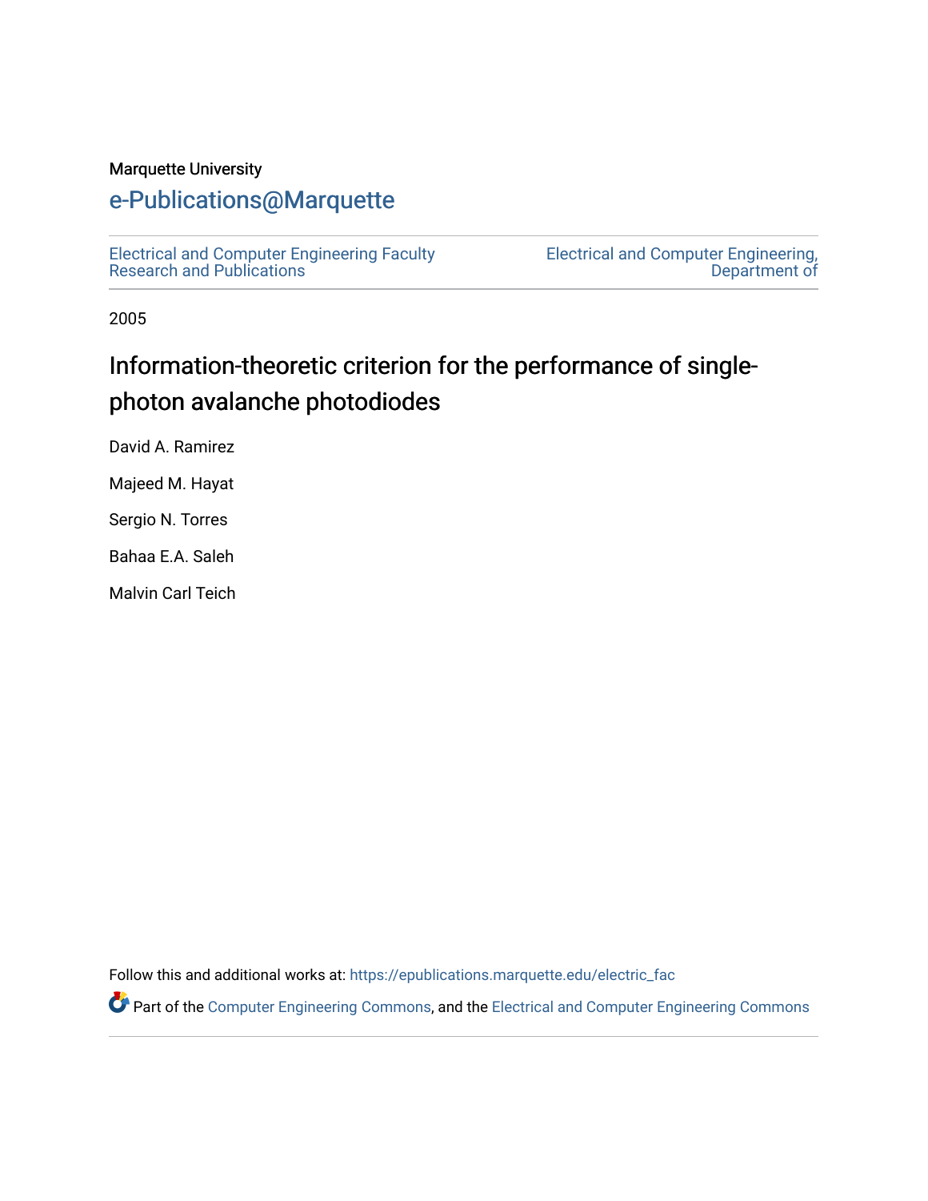Marquette University

# e-Publications@Marquette

Electrical and Computer Engineering Faculty Research and Publications

Electrical and Computer Engineering, Department of

2005

## Information-theoretic criterion for the performance of single-photon avalanche photodiodes

David A. Ramirez

Majeed M. Hayat

Sergio N. Torres

Bahaa E.A. Saleh

Malvin Carl Teich

Follow this and additional works at: https://epublications.marquette.edu/electric_fac

Part of the Computer Engineering Commons, and the Electrical and Computer Engineering Commons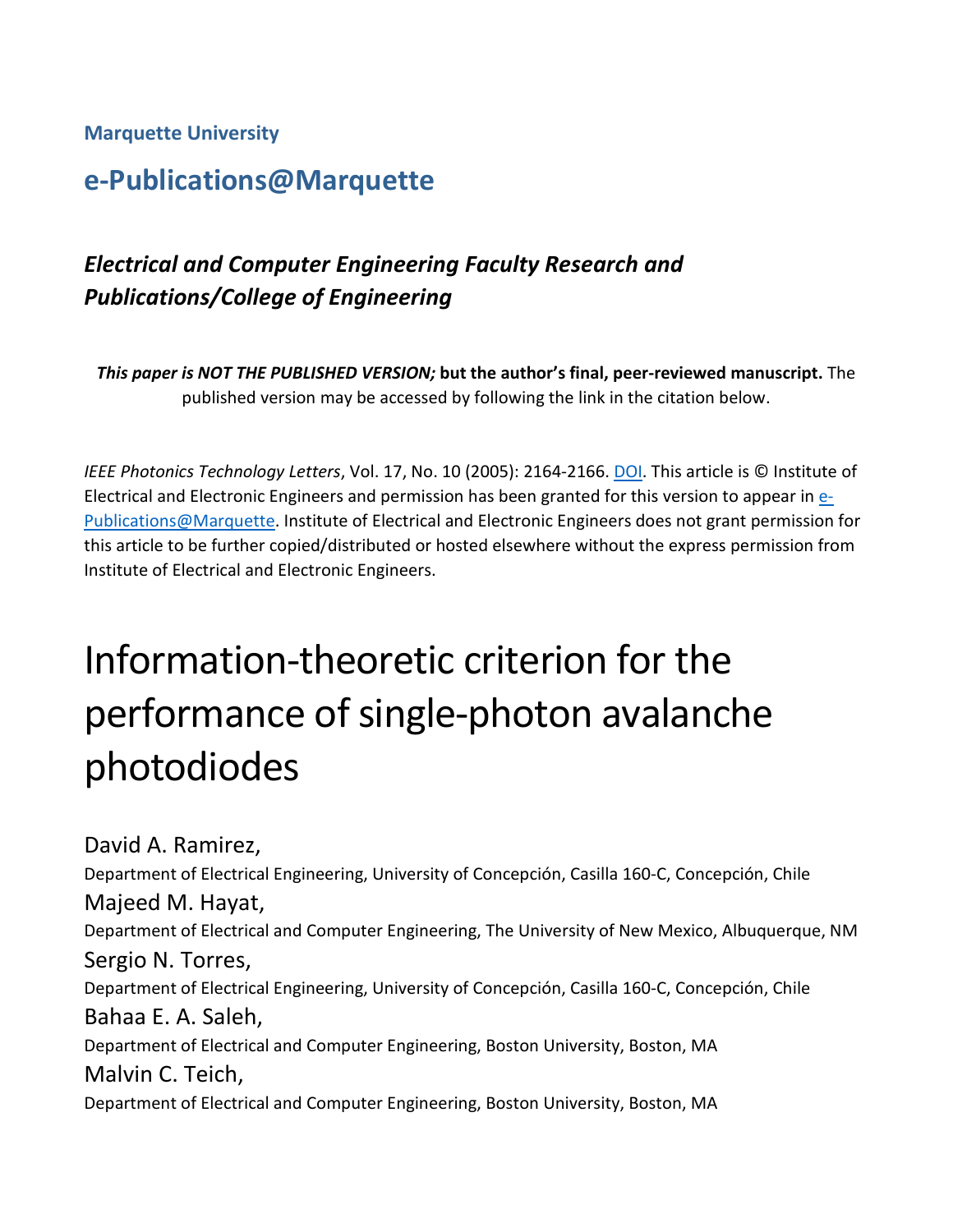Marquette University

## e-Publications@Marquette

### *Electrical and Computer Engineering Faculty Research and Publications/College of Engineering*

***This paper is NOT THE PUBLISHED VERSION;*** **but the author's final, peer-reviewed manuscript.** The published version may be accessed by following the link in the citation below.

*IEEE Photonics Technology Letters*, Vol. 17, No. 10 (2005): 2164-2166. DOI. This article is © Institute of Electrical and Electronic Engineers and permission has been granted for this version to appear in e-Publications@Marquette. Institute of Electrical and Electronic Engineers does not grant permission for this article to be further copied/distributed or hosted elsewhere without the express permission from Institute of Electrical and Electronic Engineers.

# Information-theoretic criterion for the performance of single-photon avalanche photodiodes

David A. Ramirez,
Department of Electrical Engineering, University of Concepción, Casilla 160-C, Concepción, Chile

Majeed M. Hayat,
Department of Electrical and Computer Engineering, The University of New Mexico, Albuquerque, NM

Sergio N. Torres,
Department of Electrical Engineering, University of Concepción, Casilla 160-C, Concepción, Chile

Bahaa E. A. Saleh,
Department of Electrical and Computer Engineering, Boston University, Boston, MA

Malvin C. Teich,
Department of Electrical and Computer Engineering, Boston University, Boston, MA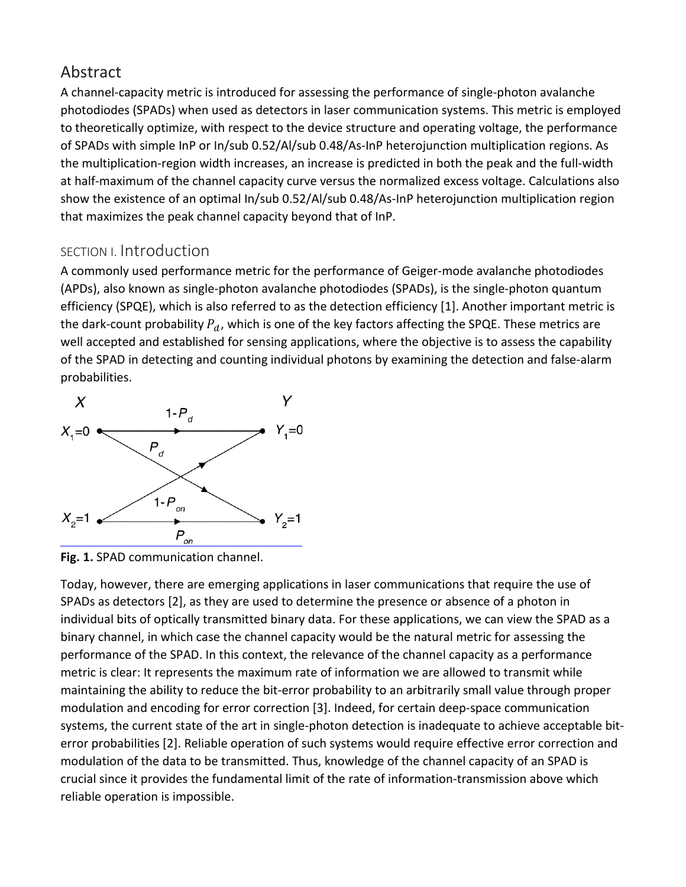## Abstract

A channel-capacity metric is introduced for assessing the performance of single-photon avalanche photodiodes (SPADs) when used as detectors in laser communication systems. This metric is employed to theoretically optimize, with respect to the device structure and operating voltage, the performance of SPADs with simple InP or In/sub 0.52/Al/sub 0.48/As-InP heterojunction multiplication regions. As the multiplication-region width increases, an increase is predicted in both the peak and the full-width at half-maximum of the channel capacity curve versus the normalized excess voltage. Calculations also show the existence of an optimal In/sub 0.52/Al/sub 0.48/As-InP heterojunction multiplication region that maximizes the peak channel capacity beyond that of InP.

## SECTION I. Introduction

A commonly used performance metric for the performance of Geiger-mode avalanche photodiodes (APDs), also known as single-photon avalanche photodiodes (SPADs), is the single-photon quantum efficiency (SPQE), which is also referred to as the detection efficiency [1]. Another important metric is the dark-count probability $P_d$, which is one of the key factors affecting the SPQE. These metrics are well accepted and established for sensing applications, where the objective is to assess the capability of the SPAD in detecting and counting individual photons by examining the detection and false-alarm probabilities.

**Fig. 1.** SPAD communication channel.

Today, however, there are emerging applications in laser communications that require the use of SPADs as detectors [2], as they are used to determine the presence or absence of a photon in individual bits of optically transmitted binary data. For these applications, we can view the SPAD as a binary channel, in which case the channel capacity would be the natural metric for assessing the performance of the SPAD. In this context, the relevance of the channel capacity as a performance metric is clear: It represents the maximum rate of information we are allowed to transmit while maintaining the ability to reduce the bit-error probability to an arbitrarily small value through proper modulation and encoding for error correction [3]. Indeed, for certain deep-space communication systems, the current state of the art in single-photon detection is inadequate to achieve acceptable bit-error probabilities [2]. Reliable operation of such systems would require effective error correction and modulation of the data to be transmitted. Thus, knowledge of the channel capacity of an SPAD is crucial since it provides the fundamental limit of the rate of information-transmission above which reliable operation is impossible.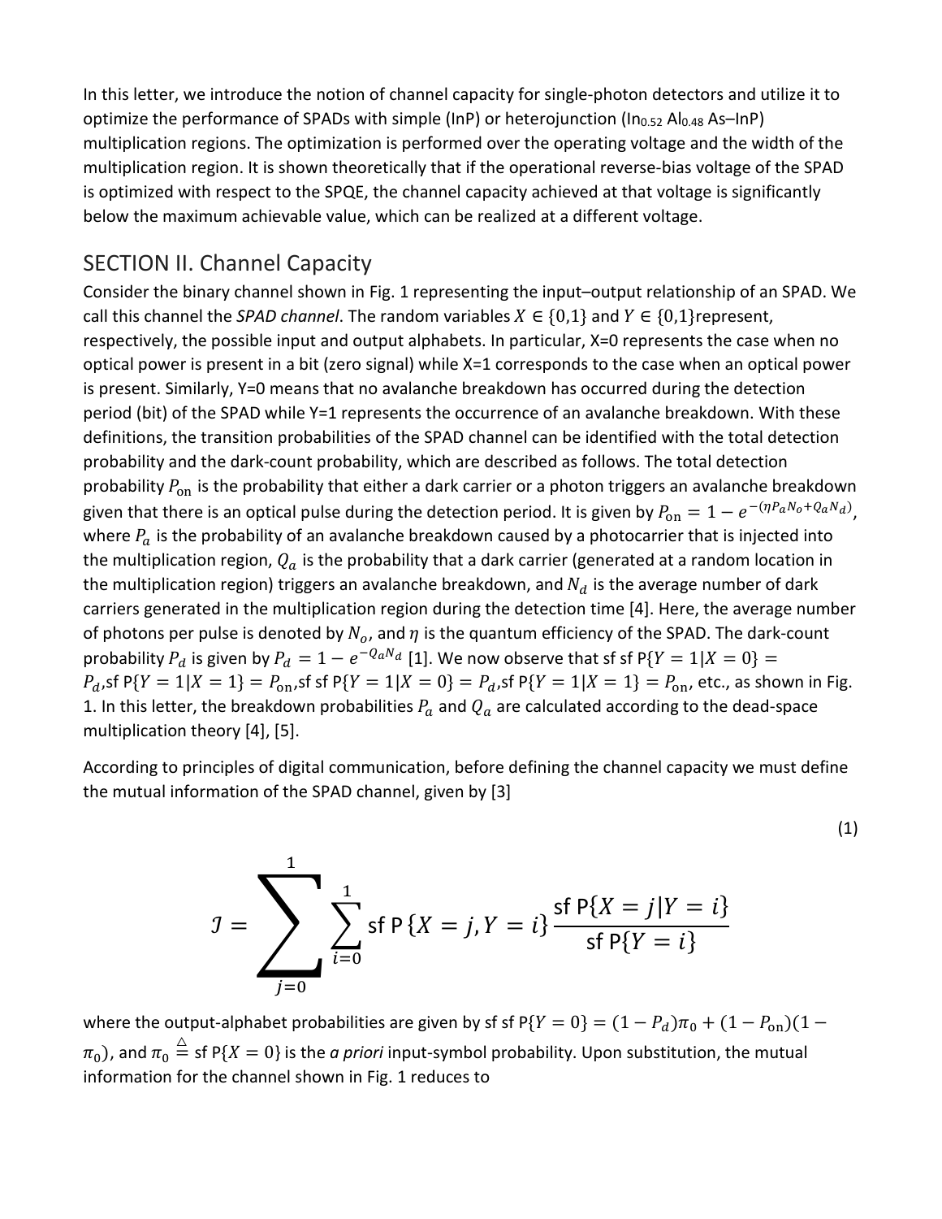In this letter, we introduce the notion of channel capacity for single-photon detectors and utilize it to optimize the performance of SPADs with simple (InP) or heterojunction ($In_{0.52}Al_{0.48}As$–InP) multiplication regions. The optimization is performed over the operating voltage and the width of the multiplication region. It is shown theoretically that if the operational reverse-bias voltage of the SPAD is optimized with respect to the SPQE, the channel capacity achieved at that voltage is significantly below the maximum achievable value, which can be realized at a different voltage.

## SECTION II. Channel Capacity

Consider the binary channel shown in Fig. 1 representing the input–output relationship of an SPAD. We call this channel the *SPAD channel*. The random variables $X \in \{0,1\}$ and $Y \in \{0,1\}$represent, respectively, the possible input and output alphabets. In particular, X=0 represents the case when no optical power is present in a bit (zero signal) while X=1 corresponds to the case when an optical power is present. Similarly, Y=0 means that no avalanche breakdown has occurred during the detection period (bit) of the SPAD while Y=1 represents the occurrence of an avalanche breakdown. With these definitions, the transition probabilities of the SPAD channel can be identified with the total detection probability and the dark-count probability, which are described as follows. The total detection probability $P_{\rm on}$ is the probability that either a dark carrier or a photon triggers an avalanche breakdown given that there is an optical pulse during the detection period. It is given by $P_{\rm on} = 1 - e^{-(\eta P_a N_o + Q_a N_d)}$, where $P_a$ is the probability of an avalanche breakdown caused by a photocarrier that is injected into the multiplication region, $Q_a$ is the probability that a dark carrier (generated at a random location in the multiplication region) triggers an avalanche breakdown, and $N_d$ is the average number of dark carriers generated in the multiplication region during the detection time [4]. Here, the average number of photons per pulse is denoted by $N_o$, and $\eta$ is the quantum efficiency of the SPAD. The dark-count probability $P_d$ is given by $P_d = 1 - e^{-Q_a N_d}$ [1]. We now observe that sf sf $\mathsf{P}\{Y=1|X=0\} = P_d$,sf $\mathsf{P}\{Y=1|X=1\} = P_{\rm on}$,sf sf $\mathsf{P}\{Y=1|X=0\} = P_d$,sf $\mathsf{P}\{Y=1|X=1\} = P_{\rm on}$, etc., as shown in Fig. 1. In this letter, the breakdown probabilities $P_a$ and $Q_a$ are calculated according to the dead-space multiplication theory [4], [5].

According to principles of digital communication, before defining the channel capacity we must define the mutual information of the SPAD channel, given by [3]

$$\mathcal{I} = \sum_{j=0}^{1} \sum_{i=0}^{1} \mathsf{P}\{X=j, Y=i\} \frac{\mathsf{P}\{X=j|Y=i\}}{\mathsf{P}\{Y=i\}} \tag{1}$$

where the output-alphabet probabilities are given by sf sf $\mathsf{P}\{Y=0\} = (1-P_d)\pi_0 + (1-P_{\rm on})(1-\pi_0)$, and $\pi_0 \stackrel{\triangle}{=} \mathsf{P}\{X=0\}$ is the *a priori* input-symbol probability. Upon substitution, the mutual information for the channel shown in Fig. 1 reduces to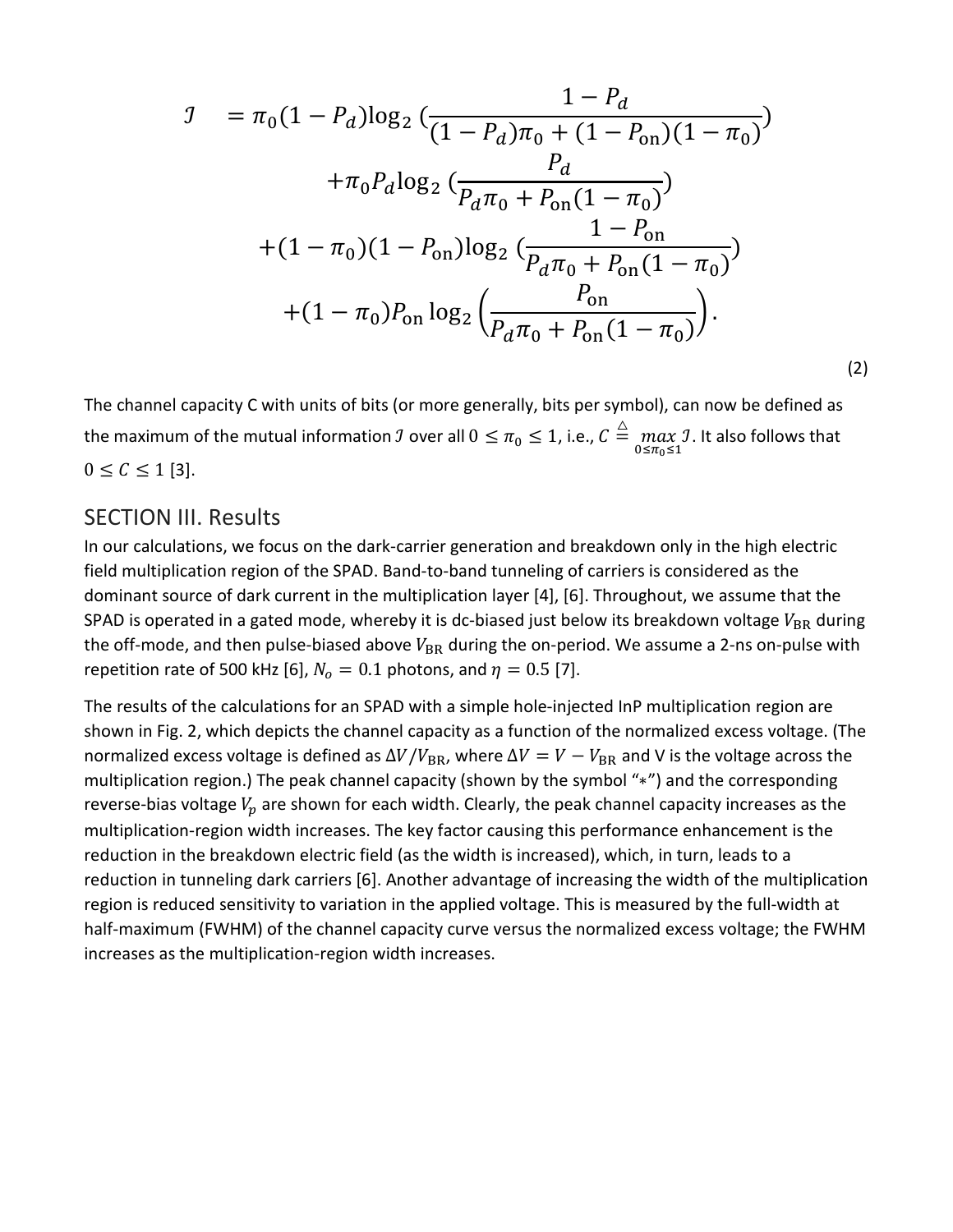$$
\begin{aligned}
\mathcal{I} \quad &= \pi_0(1-P_d)\log_2\left(\frac{1-P_d}{(1-P_d)\pi_0+(1-P_{\text{on}})(1-\pi_0)}\right) \\
&\quad +\pi_0 P_d \log_2\left(\frac{P_d}{P_d\pi_0+P_{\text{on}}(1-\pi_0)}\right) \\
&\quad +(1-\pi_0)(1-P_{\text{on}})\log_2\left(\frac{1-P_{\text{on}}}{P_d\pi_0+P_{\text{on}}(1-\pi_0)}\right) \\
&\quad +(1-\pi_0)P_{\text{on}}\log_2\left(\frac{P_{\text{on}}}{P_d\pi_0+P_{\text{on}}(1-\pi_0)}\right).
\end{aligned} \tag{2}
$$

The channel capacity C with units of bits (or more generally, bits per symbol), can now be defined as the maximum of the mutual information $\mathcal{I}$ over all $0 \leq \pi_0 \leq 1$, i.e., $C \triangleq \max_{0\leq\pi_0\leq 1} \mathcal{I}$. It also follows that $0 \leq C \leq 1$ [3].

## SECTION III. Results

In our calculations, we focus on the dark-carrier generation and breakdown only in the high electric field multiplication region of the SPAD. Band-to-band tunneling of carriers is considered as the dominant source of dark current in the multiplication layer [4], [6]. Throughout, we assume that the SPAD is operated in a gated mode, whereby it is dc-biased just below its breakdown voltage $V_{\text{BR}}$ during the off-mode, and then pulse-biased above $V_{\text{BR}}$ during the on-period. We assume a 2-ns on-pulse with repetition rate of 500 kHz [6], $N_o = 0.1$ photons, and $\eta = 0.5$ [7].

The results of the calculations for an SPAD with a simple hole-injected InP multiplication region are shown in Fig. 2, which depicts the channel capacity as a function of the normalized excess voltage. (The normalized excess voltage is defined as $\Delta V/V_{\text{BR}}$, where $\Delta V = V - V_{\text{BR}}$ and V is the voltage across the multiplication region.) The peak channel capacity (shown by the symbol "*") and the corresponding reverse-bias voltage $V_p$ are shown for each width. Clearly, the peak channel capacity increases as the multiplication-region width increases. The key factor causing this performance enhancement is the reduction in the breakdown electric field (as the width is increased), which, in turn, leads to a reduction in tunneling dark carriers [6]. Another advantage of increasing the width of the multiplication region is reduced sensitivity to variation in the applied voltage. This is measured by the full-width at half-maximum (FWHM) of the channel capacity curve versus the normalized excess voltage; the FWHM increases as the multiplication-region width increases.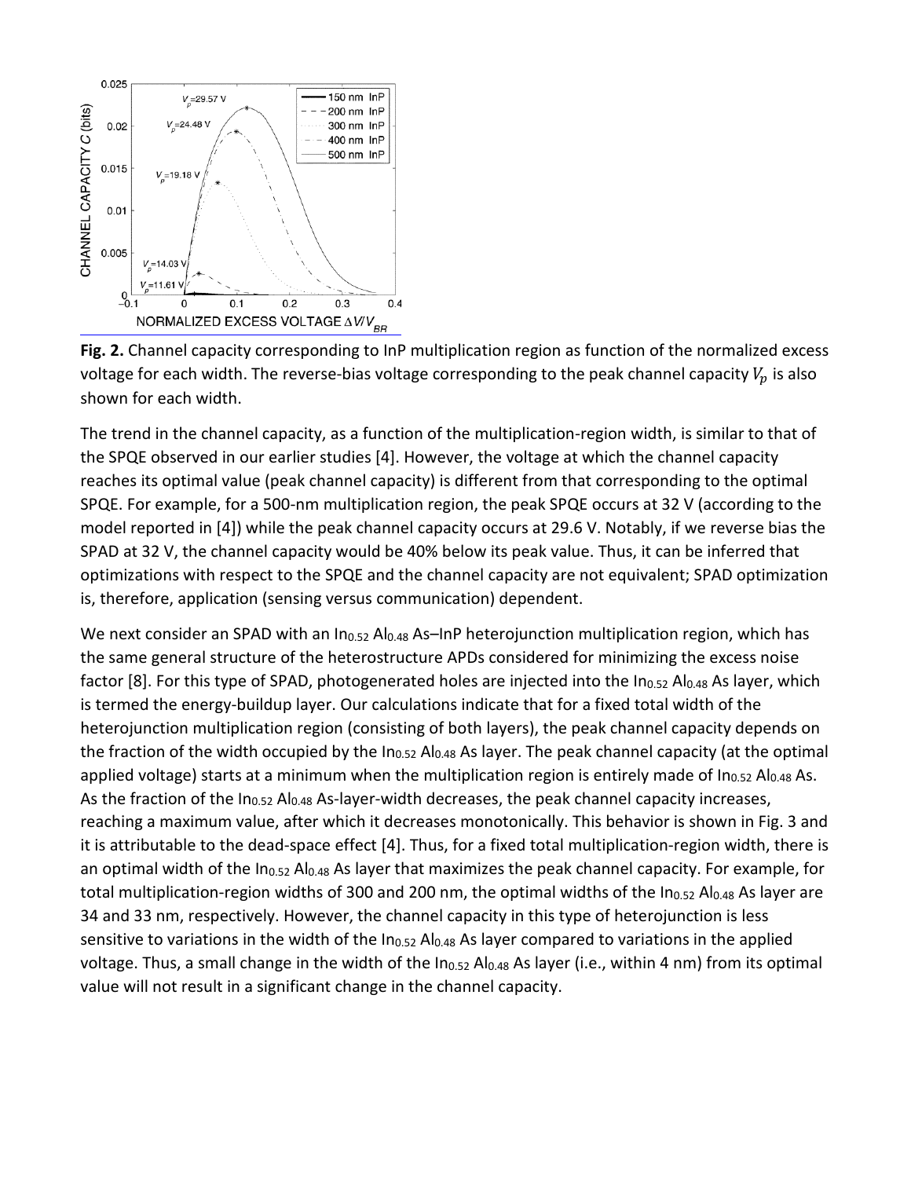**Fig. 2.** Channel capacity corresponding to InP multiplication region as function of the normalized excess voltage for each width. The reverse-bias voltage corresponding to the peak channel capacity $V_p$ is also shown for each width.

The trend in the channel capacity, as a function of the multiplication-region width, is similar to that of the SPQE observed in our earlier studies [4]. However, the voltage at which the channel capacity reaches its optimal value (peak channel capacity) is different from that corresponding to the optimal SPQE. For example, for a 500-nm multiplication region, the peak SPQE occurs at 32 V (according to the model reported in [4]) while the peak channel capacity occurs at 29.6 V. Notably, if we reverse bias the SPAD at 32 V, the channel capacity would be 40% below its peak value. Thus, it can be inferred that optimizations with respect to the SPQE and the channel capacity are not equivalent; SPAD optimization is, therefore, application (sensing versus communication) dependent.

We next consider an SPAD with an $In_{0.52}Al_{0.48}As$–InP heterojunction multiplication region, which has the same general structure of the heterostructure APDs considered for minimizing the excess noise factor [8]. For this type of SPAD, photogenerated holes are injected into the $In_{0.52}Al_{0.48}As$ layer, which is termed the energy-buildup layer. Our calculations indicate that for a fixed total width of the heterojunction multiplication region (consisting of both layers), the peak channel capacity depends on the fraction of the width occupied by the $In_{0.52}Al_{0.48}As$ layer. The peak channel capacity (at the optimal applied voltage) starts at a minimum when the multiplication region is entirely made of $In_{0.52}Al_{0.48}As$. As the fraction of the $In_{0.52}Al_{0.48}As$-layer-width decreases, the peak channel capacity increases, reaching a maximum value, after which it decreases monotonically. This behavior is shown in Fig. 3 and it is attributable to the dead-space effect [4]. Thus, for a fixed total multiplication-region width, there is an optimal width of the $In_{0.52}Al_{0.48}As$ layer that maximizes the peak channel capacity. For example, for total multiplication-region widths of 300 and 200 nm, the optimal widths of the $In_{0.52}Al_{0.48}As$ layer are 34 and 33 nm, respectively. However, the channel capacity in this type of heterojunction is less sensitive to variations in the width of the $In_{0.52}Al_{0.48}As$ layer compared to variations in the applied voltage. Thus, a small change in the width of the $In_{0.52}Al_{0.48}As$ layer (i.e., within 4 nm) from its optimal value will not result in a significant change in the channel capacity.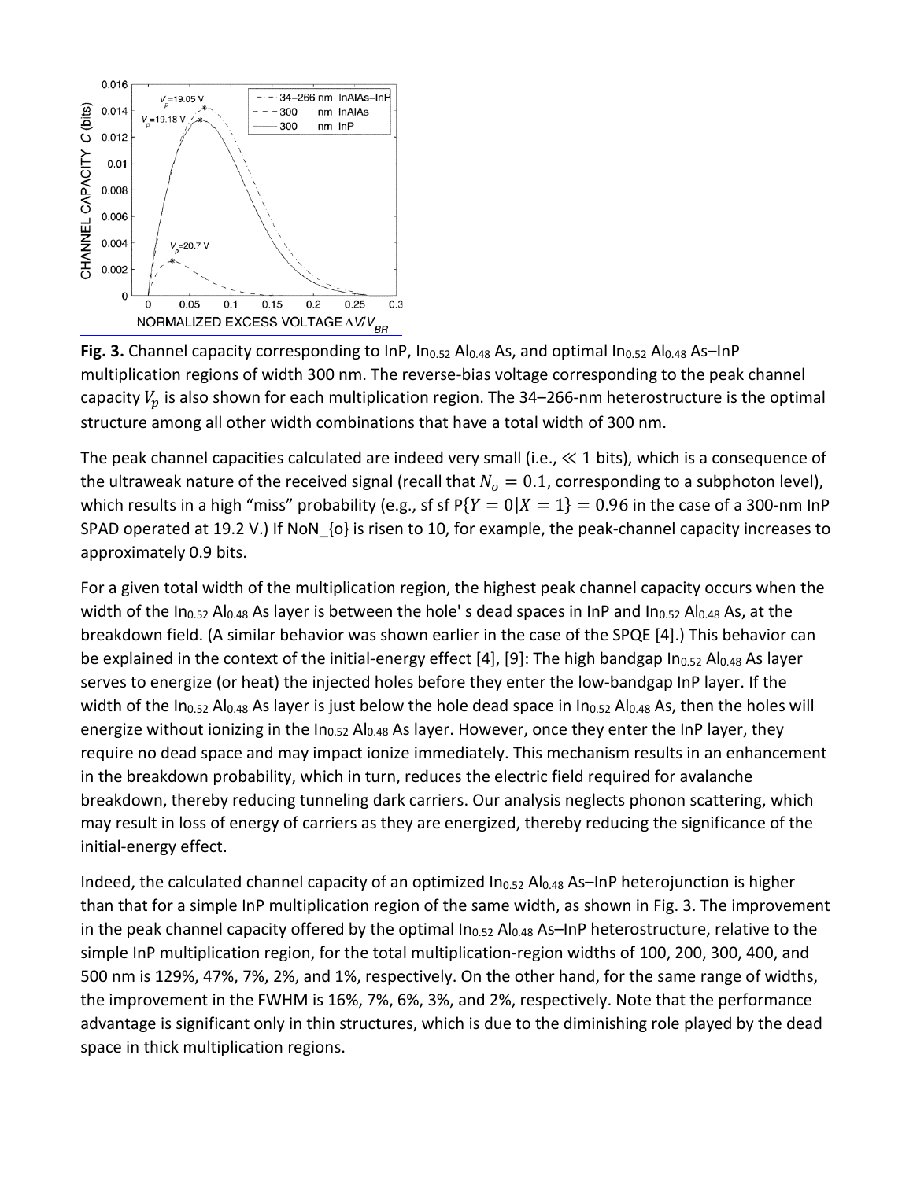**Fig. 3.** Channel capacity corresponding to InP, $In_{0.52}Al_{0.48}As$, and optimal $In_{0.52}Al_{0.48}As$–InP multiplication regions of width 300 nm. The reverse-bias voltage corresponding to the peak channel capacity $V_p$ is also shown for each multiplication region. The 34–266-nm heterostructure is the optimal structure among all other width combinations that have a total width of 300 nm.

The peak channel capacities calculated are indeed very small (i.e., $\ll 1$ bits), which is a consequence of the ultraweak nature of the received signal (recall that $N_o = 0.1$, corresponding to a subphoton level), which results in a high "miss" probability (e.g., sf sf $P\{Y = 0|X = 1\} = 0.96$ in the case of a 300-nm InP SPAD operated at 19.2 V.) If NoN_{o} is risen to 10, for example, the peak-channel capacity increases to approximately 0.9 bits.

For a given total width of the multiplication region, the highest peak channel capacity occurs when the width of the $In_{0.52}Al_{0.48}As$ layer is between the hole' s dead spaces in InP and $In_{0.52}Al_{0.48}As$, at the breakdown field. (A similar behavior was shown earlier in the case of the SPQE [4].) This behavior can be explained in the context of the initial-energy effect [4], [9]: The high bandgap $In_{0.52}Al_{0.48}As$ layer serves to energize (or heat) the injected holes before they enter the low-bandgap InP layer. If the width of the $In_{0.52}Al_{0.48}As$ layer is just below the hole dead space in $In_{0.52}Al_{0.48}As$, then the holes will energize without ionizing in the $In_{0.52}Al_{0.48}As$ layer. However, once they enter the InP layer, they require no dead space and may impact ionize immediately. This mechanism results in an enhancement in the breakdown probability, which in turn, reduces the electric field required for avalanche breakdown, thereby reducing tunneling dark carriers. Our analysis neglects phonon scattering, which may result in loss of energy of carriers as they are energized, thereby reducing the significance of the initial-energy effect.

Indeed, the calculated channel capacity of an optimized $In_{0.52}Al_{0.48}As$–InP heterojunction is higher than that for a simple InP multiplication region of the same width, as shown in Fig. 3. The improvement in the peak channel capacity offered by the optimal $In_{0.52}Al_{0.48}As$–InP heterostructure, relative to the simple InP multiplication region, for the total multiplication-region widths of 100, 200, 300, 400, and 500 nm is 129%, 47%, 7%, 2%, and 1%, respectively. On the other hand, for the same range of widths, the improvement in the FWHM is 16%, 7%, 6%, 3%, and 2%, respectively. Note that the performance advantage is significant only in thin structures, which is due to the diminishing role played by the dead space in thick multiplication regions.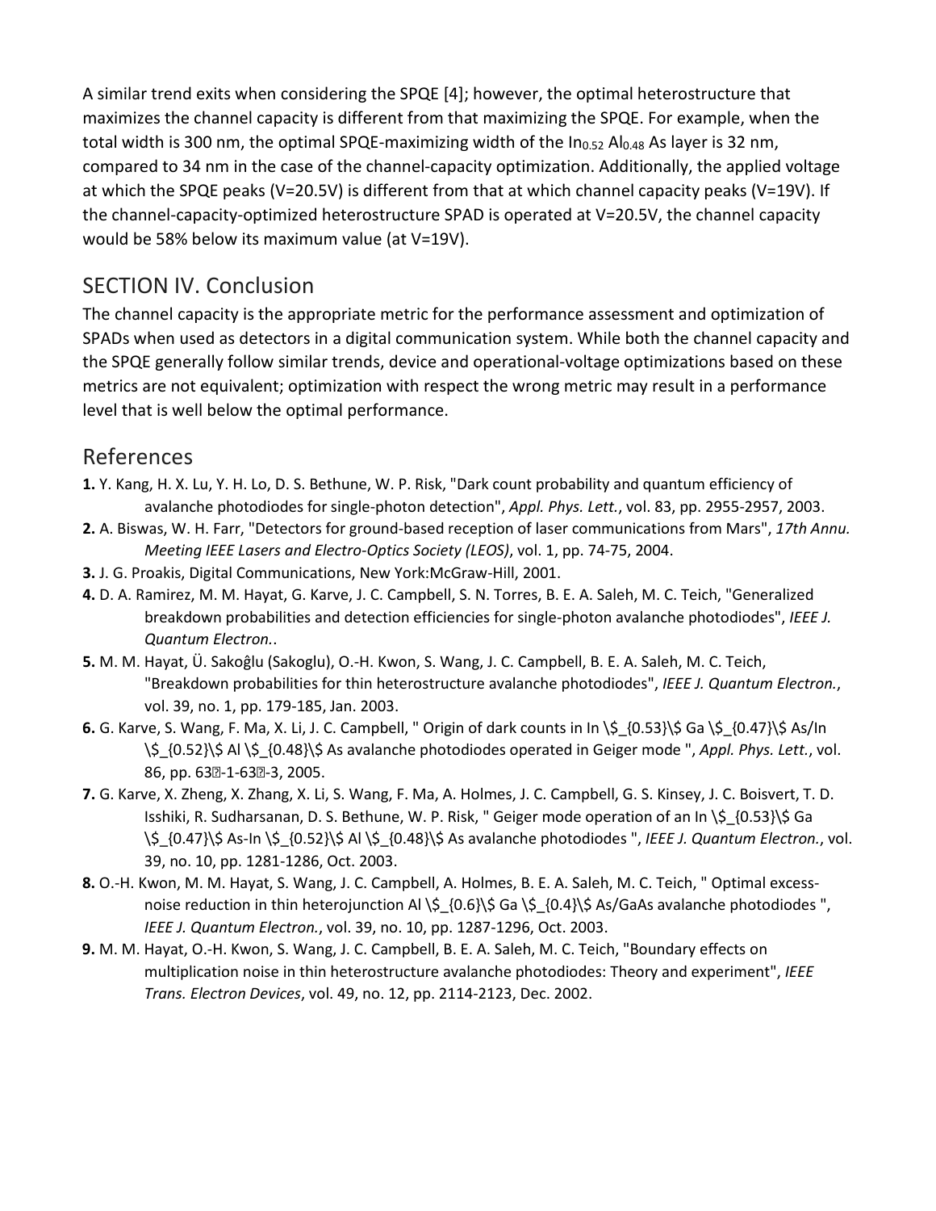A similar trend exits when considering the SPQE [4]; however, the optimal heterostructure that maximizes the channel capacity is different from that maximizing the SPQE. For example, when the total width is 300 nm, the optimal SPQE-maximizing width of the $In_{0.52}$ $Al_{0.48}$ As layer is 32 nm, compared to 34 nm in the case of the channel-capacity optimization. Additionally, the applied voltage at which the SPQE peaks (V=20.5V) is different from that at which channel capacity peaks (V=19V). If the channel-capacity-optimized heterostructure SPAD is operated at V=20.5V, the channel capacity would be 58% below its maximum value (at V=19V).

## SECTION IV. Conclusion

The channel capacity is the appropriate metric for the performance assessment and optimization of SPADs when used as detectors in a digital communication system. While both the channel capacity and the SPQE generally follow similar trends, device and operational-voltage optimizations based on these metrics are not equivalent; optimization with respect the wrong metric may result in a performance level that is well below the optimal performance.

## References

1. Y. Kang, H. X. Lu, Y. H. Lo, D. S. Bethune, W. P. Risk, "Dark count probability and quantum efficiency of avalanche photodiodes for single-photon detection", *Appl. Phys. Lett.*, vol. 83, pp. 2955-2957, 2003.
2. A. Biswas, W. H. Farr, "Detectors for ground-based reception of laser communications from Mars", *17th Annu. Meeting IEEE Lasers and Electro-Optics Society (LEOS)*, vol. 1, pp. 74-75, 2004.
3. J. G. Proakis, Digital Communications, New York:McGraw-Hill, 2001.
4. D. A. Ramirez, M. M. Hayat, G. Karve, J. C. Campbell, S. N. Torres, B. E. A. Saleh, M. C. Teich, "Generalized breakdown probabilities and detection efficiencies for single-photon avalanche photodiodes", *IEEE J. Quantum Electron.*.
5. M. M. Hayat, Ü. Sakoĝlu (Sakoglu), O.-H. Kwon, S. Wang, J. C. Campbell, B. E. A. Saleh, M. C. Teich, "Breakdown probabilities for thin heterostructure avalanche photodiodes", *IEEE J. Quantum Electron.*, vol. 39, no. 1, pp. 179-185, Jan. 2003.
6. G. Karve, S. Wang, F. Ma, X. Li, J. C. Campbell, " Origin of dark counts in In \$_{0.53}\$ Ga \$_{0.47}\$ As/In \$_{0.52}\$ Al \$_{0.48}\$ As avalanche photodiodes operated in Geiger mode ", *Appl. Phys. Lett.*, vol. 86, pp. 63�-1-63�-3, 2005.
7. G. Karve, X. Zheng, X. Zhang, X. Li, S. Wang, F. Ma, A. Holmes, J. C. Campbell, G. S. Kinsey, J. C. Boisvert, T. D. Isshiki, R. Sudharsanan, D. S. Bethune, W. P. Risk, " Geiger mode operation of an In \$_{0.53}\$ Ga \$_{0.47}\$ As-In \$_{0.52}\$ Al \$_{0.48}\$ As avalanche photodiodes ", *IEEE J. Quantum Electron.*, vol. 39, no. 10, pp. 1281-1286, Oct. 2003.
8. O.-H. Kwon, M. M. Hayat, S. Wang, J. C. Campbell, A. Holmes, B. E. A. Saleh, M. C. Teich, " Optimal excess-noise reduction in thin heterojunction Al \$_{0.6}\$ Ga \$_{0.4}\$ As/GaAs avalanche photodiodes ", *IEEE J. Quantum Electron.*, vol. 39, no. 10, pp. 1287-1296, Oct. 2003.
9. M. M. Hayat, O.-H. Kwon, S. Wang, J. C. Campbell, B. E. A. Saleh, M. C. Teich, "Boundary effects on multiplication noise in thin heterostructure avalanche photodiodes: Theory and experiment", *IEEE Trans. Electron Devices*, vol. 49, no. 12, pp. 2114-2123, Dec. 2002.